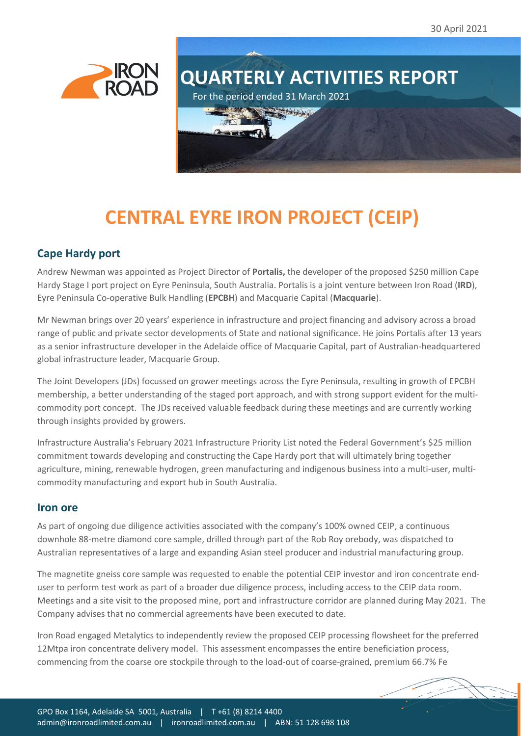30 April 2021

# QUARTERLY ACTIVITIES REPORT

For the period ended 31 March 2021

# CENTRAL EYRE IRON PROJECT (CEIP)

## Cape Hardy port

Andrew Newman was appointed as Project Director of **Portalis,** the developer of the proposed $250 million Cape Hardy Stage I port project on Eyre Peninsula, South Australia. Portalis is a joint venture between Iron Road (**IRD**), Eyre Peninsula Co-operative Bulk Handling (**EPCBH**) and Macquarie Capital (**Macquarie**).

Mr Newman brings over 20 years' experience in infrastructure and project financing and advisory across a broad range of public and private sector developments of State and national significance. He joins Portalis after 13 years as a senior infrastructure developer in the Adelaide office of Macquarie Capital, part of Australian-headquartered global infrastructure leader, Macquarie Group.

The Joint Developers (JDs) focussed on grower meetings across the Eyre Peninsula, resulting in growth of EPCBH membership, a better understanding of the staged port approach, and with strong support evident for the multi-commodity port concept. The JDs received valuable feedback during these meetings and are currently working through insights provided by growers.

Infrastructure Australia's February 2021 Infrastructure Priority List noted the Federal Government's $25 million commitment towards developing and constructing the Cape Hardy port that will ultimately bring together agriculture, mining, renewable hydrogen, green manufacturing and indigenous business into a multi-user, multi-commodity manufacturing and export hub in South Australia.

## Iron ore

As part of ongoing due diligence activities associated with the company's 100% owned CEIP, a continuous downhole 88-metre diamond core sample, drilled through part of the Rob Roy orebody, was dispatched to Australian representatives of a large and expanding Asian steel producer and industrial manufacturing group.

The magnetite gneiss core sample was requested to enable the potential CEIP investor and iron concentrate end-user to perform test work as part of a broader due diligence process, including access to the CEIP data room. Meetings and a site visit to the proposed mine, port and infrastructure corridor are planned during May 2021. The Company advises that no commercial agreements have been executed to date.

Iron Road engaged Metalytics to independently review the proposed CEIP processing flowsheet for the preferred 12Mtpa iron concentrate delivery model. This assessment encompasses the entire beneficiation process, commencing from the coarse ore stockpile through to the load-out of coarse-grained, premium 66.7% Fe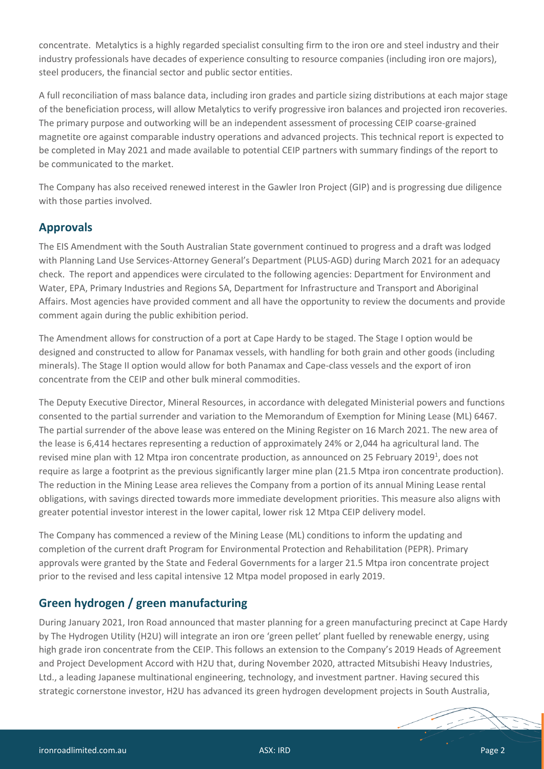concentrate. Metalytics is a highly regarded specialist consulting firm to the iron ore and steel industry and their industry professionals have decades of experience consulting to resource companies (including iron ore majors), steel producers, the financial sector and public sector entities.

A full reconciliation of mass balance data, including iron grades and particle sizing distributions at each major stage of the beneficiation process, will allow Metalytics to verify progressive iron balances and projected iron recoveries. The primary purpose and outworking will be an independent assessment of processing CEIP coarse-grained magnetite ore against comparable industry operations and advanced projects. This technical report is expected to be completed in May 2021 and made available to potential CEIP partners with summary findings of the report to be communicated to the market.

The Company has also received renewed interest in the Gawler Iron Project (GIP) and is progressing due diligence with those parties involved.

## Approvals

The EIS Amendment with the South Australian State government continued to progress and a draft was lodged with Planning Land Use Services-Attorney General's Department (PLUS-AGD) during March 2021 for an adequacy check. The report and appendices were circulated to the following agencies: Department for Environment and Water, EPA, Primary Industries and Regions SA, Department for Infrastructure and Transport and Aboriginal Affairs. Most agencies have provided comment and all have the opportunity to review the documents and provide comment again during the public exhibition period.

The Amendment allows for construction of a port at Cape Hardy to be staged. The Stage I option would be designed and constructed to allow for Panamax vessels, with handling for both grain and other goods (including minerals). The Stage II option would allow for both Panamax and Cape-class vessels and the export of iron concentrate from the CEIP and other bulk mineral commodities.

The Deputy Executive Director, Mineral Resources, in accordance with delegated Ministerial powers and functions consented to the partial surrender and variation to the Memorandum of Exemption for Mining Lease (ML) 6467. The partial surrender of the above lease was entered on the Mining Register on 16 March 2021. The new area of the lease is 6,414 hectares representing a reduction of approximately 24% or 2,044 ha agricultural land. The revised mine plan with 12 Mtpa iron concentrate production, as announced on 25 February 2019[1], does not require as large a footprint as the previous significantly larger mine plan (21.5 Mtpa iron concentrate production). The reduction in the Mining Lease area relieves the Company from a portion of its annual Mining Lease rental obligations, with savings directed towards more immediate development priorities. This measure also aligns with greater potential investor interest in the lower capital, lower risk 12 Mtpa CEIP delivery model.

The Company has commenced a review of the Mining Lease (ML) conditions to inform the updating and completion of the current draft Program for Environmental Protection and Rehabilitation (PEPR). Primary approvals were granted by the State and Federal Governments for a larger 21.5 Mtpa iron concentrate project prior to the revised and less capital intensive 12 Mtpa model proposed in early 2019.

## Green hydrogen / green manufacturing

During January 2021, Iron Road announced that master planning for a green manufacturing precinct at Cape Hardy by The Hydrogen Utility (H2U) will integrate an iron ore 'green pellet' plant fuelled by renewable energy, using high grade iron concentrate from the CEIP. This follows an extension to the Company's 2019 Heads of Agreement and Project Development Accord with H2U that, during November 2020, attracted Mitsubishi Heavy Industries, Ltd., a leading Japanese multinational engineering, technology, and investment partner. Having secured this strategic cornerstone investor, H2U has advanced its green hydrogen development projects in South Australia,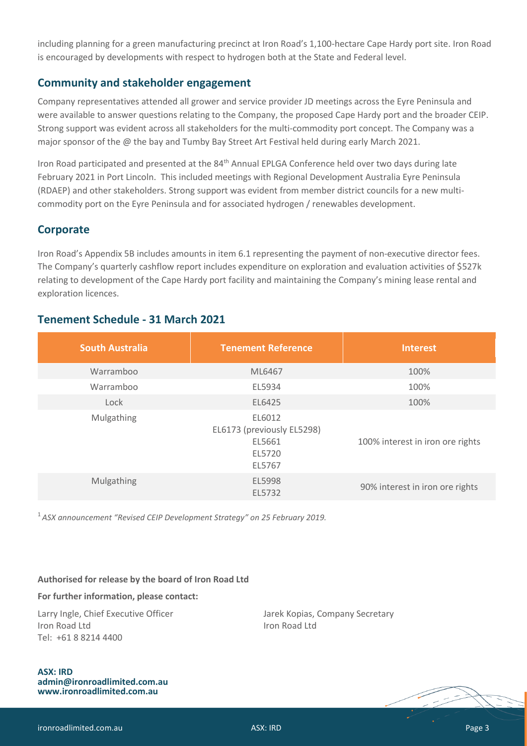including planning for a green manufacturing precinct at Iron Road's 1,100-hectare Cape Hardy port site. Iron Road is encouraged by developments with respect to hydrogen both at the State and Federal level.

## Community and stakeholder engagement

Company representatives attended all grower and service provider JD meetings across the Eyre Peninsula and were available to answer questions relating to the Company, the proposed Cape Hardy port and the broader CEIP. Strong support was evident across all stakeholders for the multi-commodity port concept. The Company was a major sponsor of the @ the bay and Tumby Bay Street Art Festival held during early March 2021.

Iron Road participated and presented at the 84th Annual EPLGA Conference held over two days during late February 2021 in Port Lincoln. This included meetings with Regional Development Australia Eyre Peninsula (RDAEP) and other stakeholders. Strong support was evident from member district councils for a new multi-commodity port on the Eyre Peninsula and for associated hydrogen / renewables development.

## Corporate

Iron Road's Appendix 5B includes amounts in item 6.1 representing the payment of non-executive director fees. The Company's quarterly cashflow report includes expenditure on exploration and evaluation activities of $527k relating to development of the Cape Hardy port facility and maintaining the Company's mining lease rental and exploration licences.

## Tenement Schedule - 31 March 2021

| South Australia | Tenement Reference | Interest |
|---|---|---|
| Warramboo | ML6467 | 100% |
| Warramboo | EL5934 | 100% |
| Lock | EL6425 | 100% |
| Mulgathing | EL6012<br>EL6173 (previously EL5298)<br>EL5661<br>EL5720<br>EL5767 | 100% interest in iron ore rights |
| Mulgathing | EL5998<br>EL5732 | 90% interest in iron ore rights |

[1] *ASX announcement "Revised CEIP Development Strategy" on 25 February 2019.*

**Authorised for release by the board of Iron Road Ltd**

**For further information, please contact:**

Larry Ingle, Chief Executive Officer
Iron Road Ltd
Tel: +61 8 8214 4400

Jarek Kopias, Company Secretary
Iron Road Ltd

**ASX: IRD**
**admin@ironroadlimited.com.au**
**www.ironroadlimited.com.au**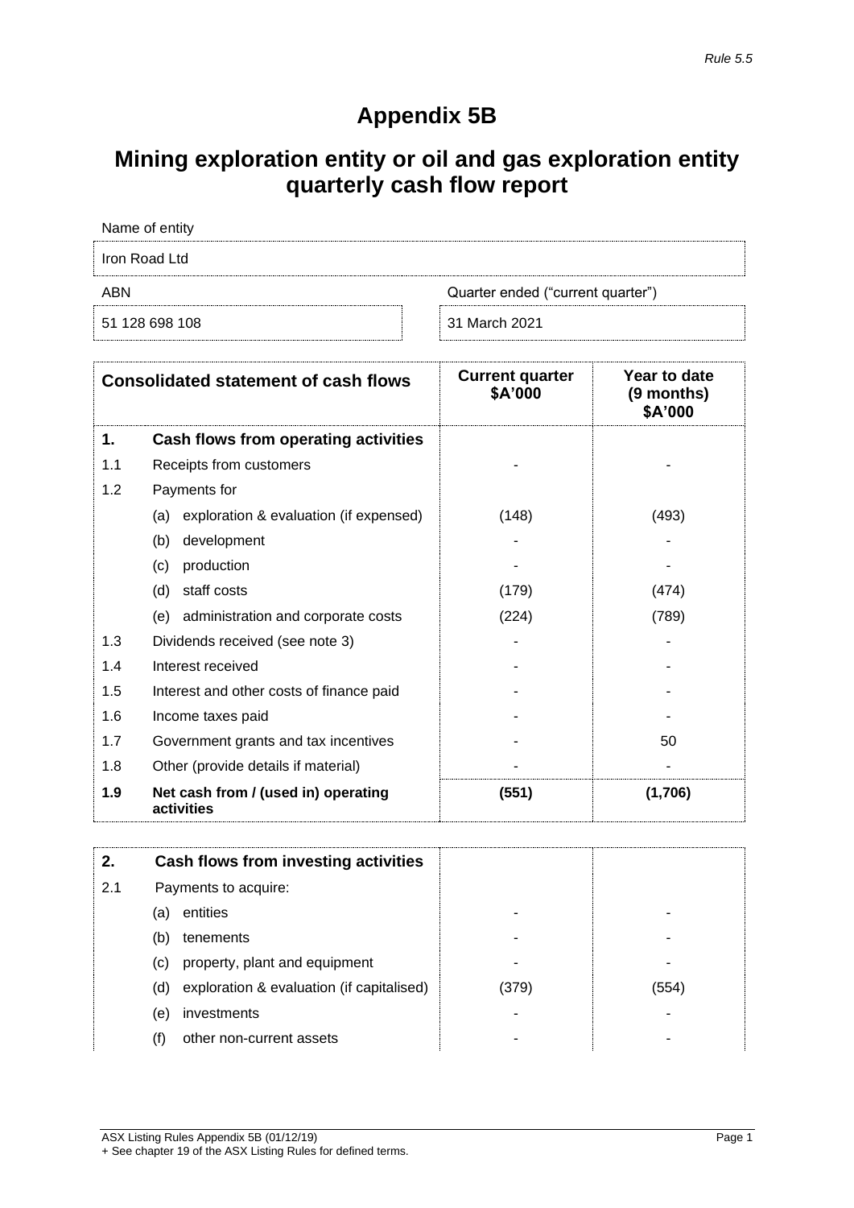*Rule 5.5*

# Appendix 5B

## Mining exploration entity or oil and gas exploration entity quarterly cash flow report

| Name of entity | |
|---|---|
| Iron Road Ltd | |

| ABN | Quarter ended ("current quarter") |
|---|---|
| 51 128 698 108 | 31 March 2021 |

| | Consolidated statement of cash flows | Current quarter $A'000 | Year to date (9 months) $A'000 |
|---|---|---|---|
| **1.** | **Cash flows from operating activities** | | |
| 1.1 | Receipts from customers | - | - |
| 1.2 | Payments for | | |
| | (a) exploration & evaluation (if expensed) | (148) | (493) |
| | (b) development | - | - |
| | (c) production | - | - |
| | (d) staff costs | (179) | (474) |
| | (e) administration and corporate costs | (224) | (789) |
| 1.3 | Dividends received (see note 3) | - | - |
| 1.4 | Interest received | - | - |
| 1.5 | Interest and other costs of finance paid | - | - |
| 1.6 | Income taxes paid | - | - |
| 1.7 | Government grants and tax incentives | - | 50 |
| 1.8 | Other (provide details if material) | - | - |
| **1.9** | **Net cash from / (used in) operating activities** | **(551)** | **(1,706)** |

| | | | |
|---|---|---|---|
| **2.** | **Cash flows from investing activities** | | |
| 2.1 | Payments to acquire: | | |
| | (a) entities | - | - |
| | (b) tenements | - | - |
| | (c) property, plant and equipment | - | - |
| | (d) exploration & evaluation (if capitalised) | (379) | (554) |
| | (e) investments | - | - |
| | (f) other non-current assets | - | - |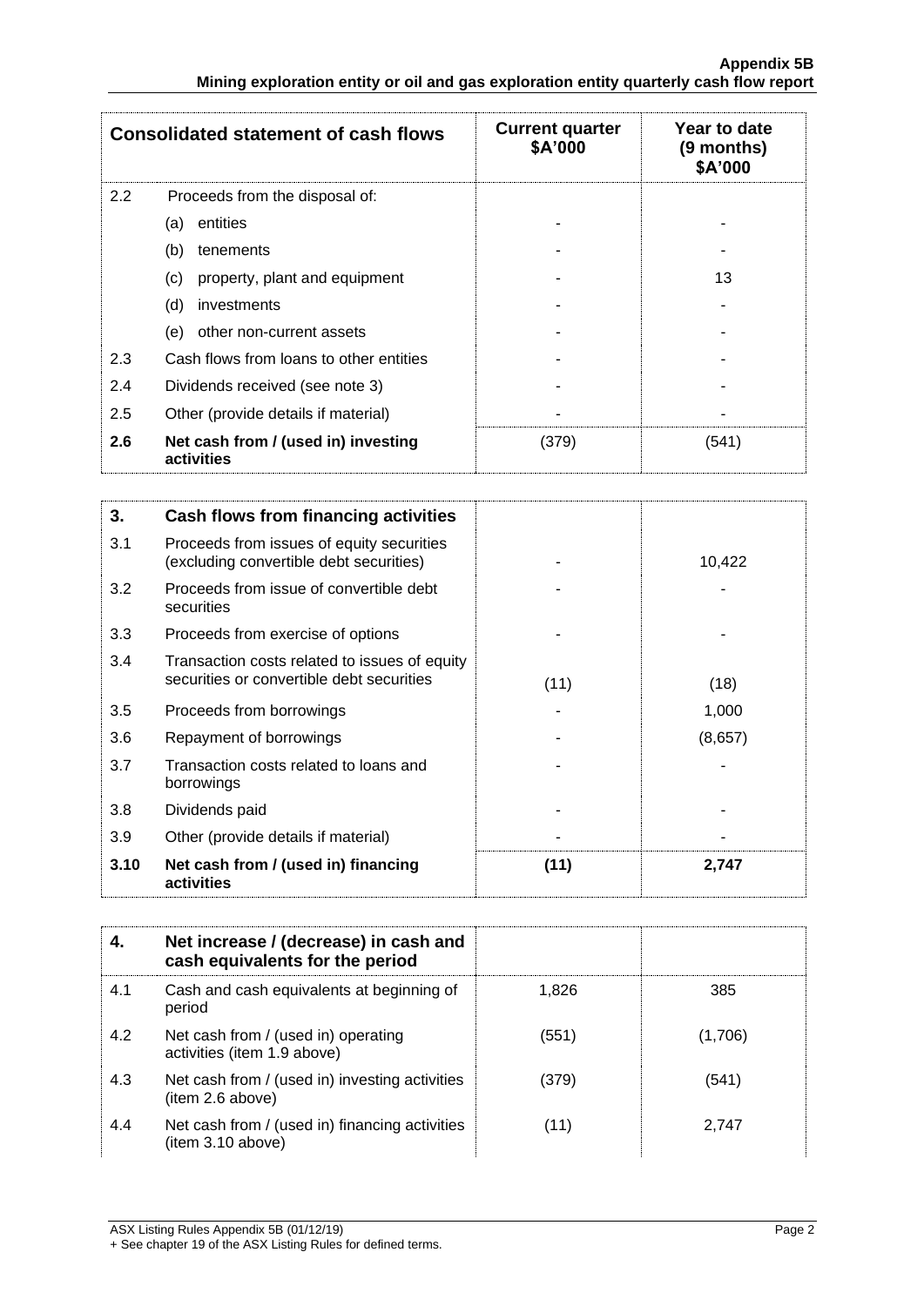| Consolidated statement of cash flows | | Current quarter $A'000 | Year to date (9 months) $A'000 |
|---|---|---|---|
| 2.2 | Proceeds from the disposal of: | | |
| | (a) entities | - | - |
| | (b) tenements | - | - |
| | (c) property, plant and equipment | - | 13 |
| | (d) investments | - | - |
| | (e) other non-current assets | - | - |
| 2.3 | Cash flows from loans to other entities | - | - |
| 2.4 | Dividends received (see note 3) | - | - |
| 2.5 | Other (provide details if material) | - | - |
| **2.6** | **Net cash from / (used in) investing activities** | (379) | (541) |

| **3.** | **Cash flows from financing activities** | | |
|---|---|---|---|
| 3.1 | Proceeds from issues of equity securities (excluding convertible debt securities) | - | 10,422 |
| 3.2 | Proceeds from issue of convertible debt securities | - | - |
| 3.3 | Proceeds from exercise of options | - | - |
| 3.4 | Transaction costs related to issues of equity securities or convertible debt securities | (11) | (18) |
| 3.5 | Proceeds from borrowings | - | 1,000 |
| 3.6 | Repayment of borrowings | - | (8,657) |
| 3.7 | Transaction costs related to loans and borrowings | - | - |
| 3.8 | Dividends paid | - | - |
| 3.9 | Other (provide details if material) | - | - |
| **3.10** | **Net cash from / (used in) financing activities** | **(11)** | **2,747** |

| **4.** | **Net increase / (decrease) in cash and cash equivalents for the period** | | |
|---|---|---|---|
| 4.1 | Cash and cash equivalents at beginning of period | 1,826 | 385 |
| 4.2 | Net cash from / (used in) operating activities (item 1.9 above) | (551) | (1,706) |
| 4.3 | Net cash from / (used in) investing activities (item 2.6 above) | (379) | (541) |
| 4.4 | Net cash from / (used in) financing activities (item 3.10 above) | (11) | 2,747 |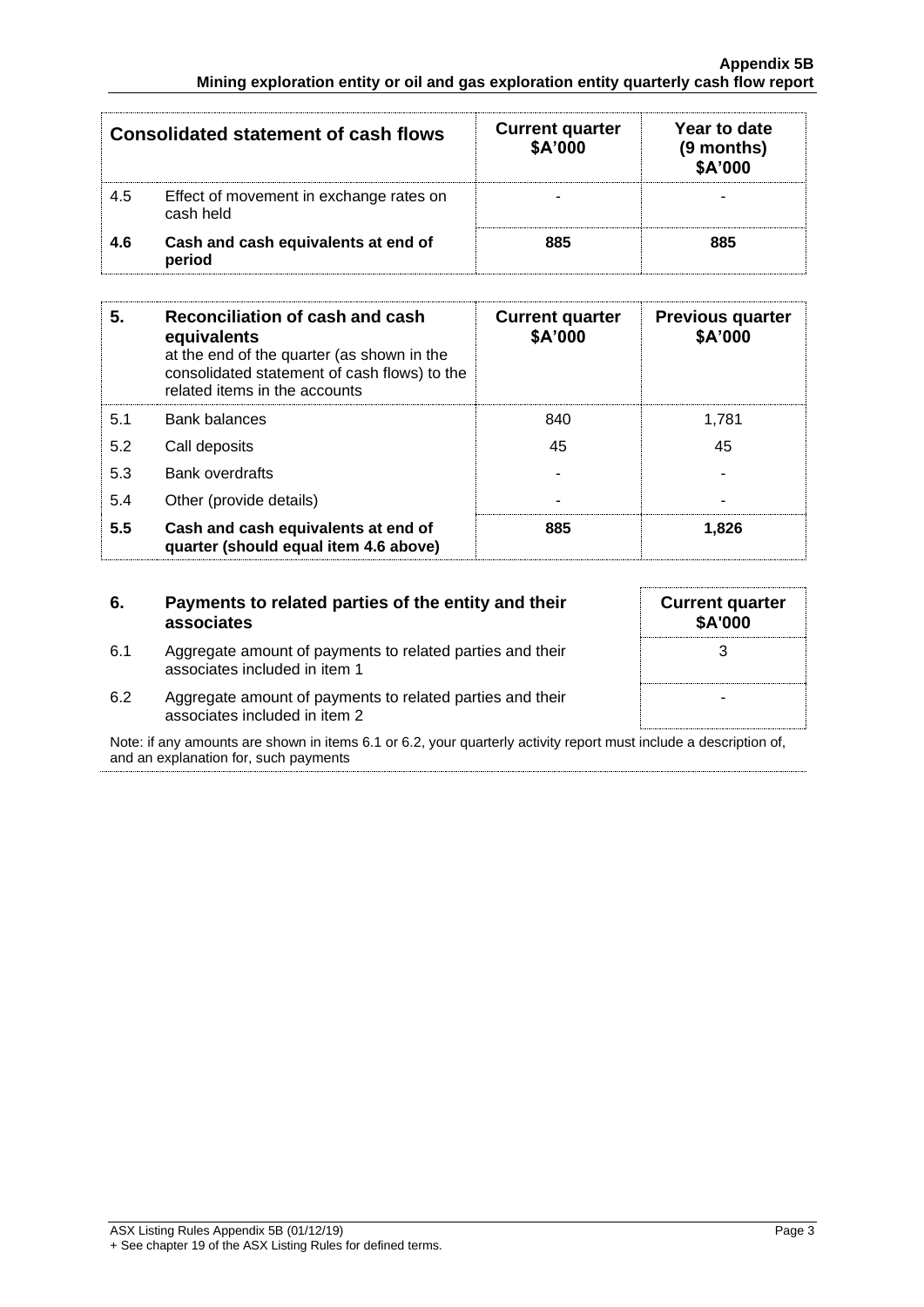| Consolidated statement of cash flows | | Current quarter $A'000 | Year to date (9 months) $A'000 |
|---|---|---|---|
| 4.5 | Effect of movement in exchange rates on cash held | - | - |
| **4.6** | **Cash and cash equivalents at end of period** | **885** | **885** |

| **5.** | **Reconciliation of cash and cash equivalents** at the end of the quarter (as shown in the consolidated statement of cash flows) to the related items in the accounts | **Current quarter $A'000** | **Previous quarter $A'000** |
|---|---|---|---|
| 5.1 | Bank balances | 840 | 1,781 |
| 5.2 | Call deposits | 45 | 45 |
| 5.3 | Bank overdrafts | - | - |
| 5.4 | Other (provide details) | - | - |
| **5.5** | **Cash and cash equivalents at end of quarter (should equal item 4.6 above)** | **885** | **1,826** |

| **6.** | **Payments to related parties of the entity and their associates** | **Current quarter $A'000** |
|---|---|---|
| 6.1 | Aggregate amount of payments to related parties and their associates included in item 1 | 3 |
| 6.2 | Aggregate amount of payments to related parties and their associates included in item 2 | - |

Note: if any amounts are shown in items 6.1 or 6.2, your quarterly activity report must include a description of, and an explanation for, such payments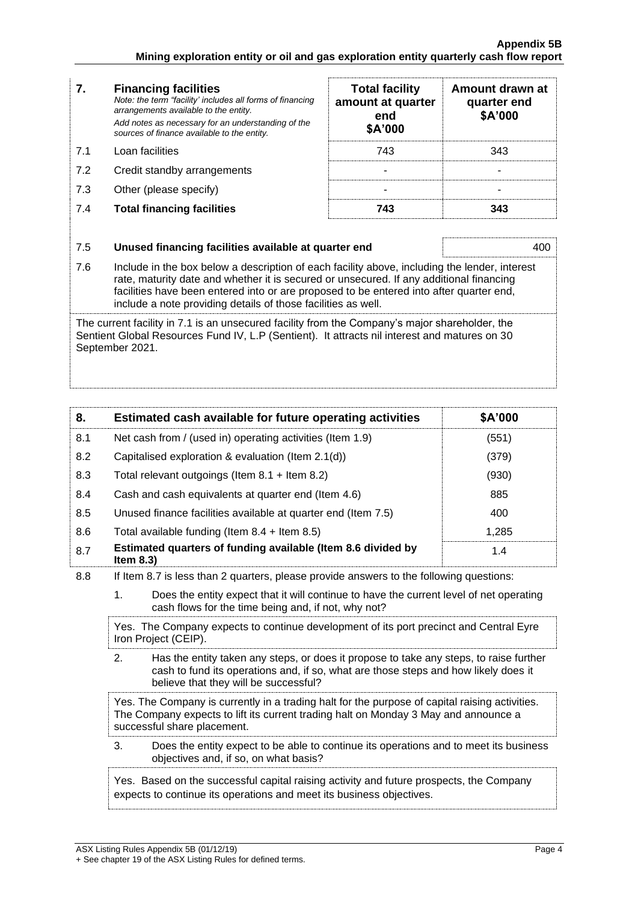| 7. | **Financing facilities**<br>*Note: the term "facility' includes all forms of financing arrangements available to the entity.*<br>*Add notes as necessary for an understanding of the sources of finance available to the entity.* | **Total facility amount at quarter end \$A'000** | **Amount drawn at quarter end \$A'000** |
|---|---|---|---|
| 7.1 | Loan facilities | 743 | 343 |
| 7.2 | Credit standby arrangements | - | - |
| 7.3 | Other (please specify) | - | - |
| 7.4 | **Total financing facilities** | **743** | **343** |

| 7.5 | **Unused financing facilities available at quarter end** | 400 |
|---|---|---|

7.6 Include in the box below a description of each facility above, including the lender, interest rate, maturity date and whether it is secured or unsecured. If any additional financing facilities have been entered into or are proposed to be entered into after quarter end, include a note providing details of those facilities as well.

The current facility in 7.1 is an unsecured facility from the Company's major shareholder, the Sentient Global Resources Fund IV, L.P (Sentient). It attracts nil interest and matures on 30 September 2021.

| 8. | **Estimated cash available for future operating activities** | **\$A'000** |
|---|---|---|
| 8.1 | Net cash from / (used in) operating activities (Item 1.9) | (551) |
| 8.2 | Capitalised exploration & evaluation (Item 2.1(d)) | (379) |
| 8.3 | Total relevant outgoings (Item 8.1 + Item 8.2) | (930) |
| 8.4 | Cash and cash equivalents at quarter end (Item 4.6) | 885 |
| 8.5 | Unused finance facilities available at quarter end (Item 7.5) | 400 |
| 8.6 | Total available funding (Item 8.4 + Item 8.5) | 1,285 |
| 8.7 | **Estimated quarters of funding available (Item 8.6 divided by Item 8.3)** | 1.4 |

8.8 If Item 8.7 is less than 2 quarters, please provide answers to the following questions:

1. Does the entity expect that it will continue to have the current level of net operating cash flows for the time being and, if not, why not?

Yes. The Company expects to continue development of its port precinct and Central Eyre Iron Project (CEIP).

2. Has the entity taken any steps, or does it propose to take any steps, to raise further cash to fund its operations and, if so, what are those steps and how likely does it believe that they will be successful?

Yes. The Company is currently in a trading halt for the purpose of capital raising activities. The Company expects to lift its current trading halt on Monday 3 May and announce a successful share placement.

3. Does the entity expect to be able to continue its operations and to meet its business objectives and, if so, on what basis?

Yes. Based on the successful capital raising activity and future prospects, the Company expects to continue its operations and meet its business objectives.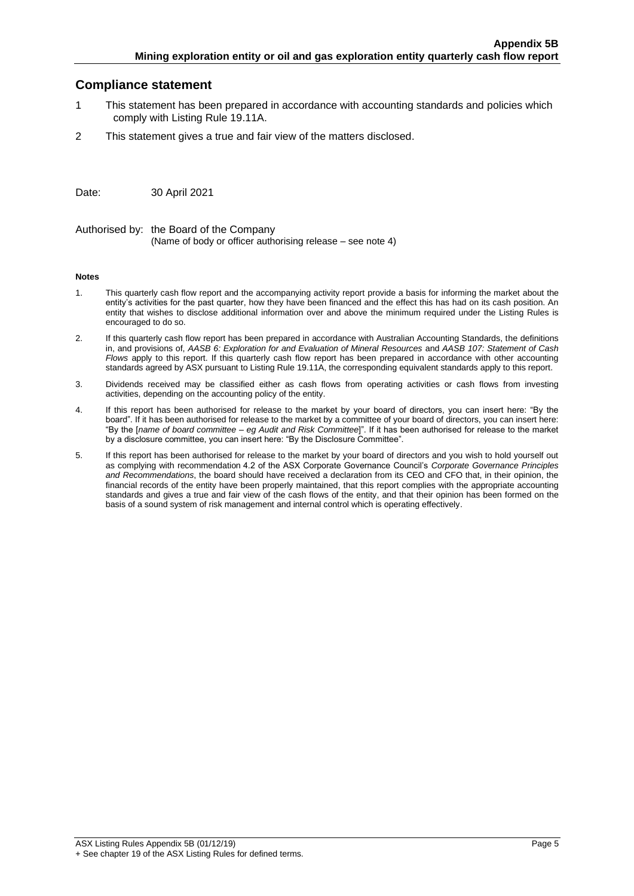## Compliance statement

1 This statement has been prepared in accordance with accounting standards and policies which comply with Listing Rule 19.11A.

2 This statement gives a true and fair view of the matters disclosed.

Date: 30 April 2021

Authorised by: the Board of the Company
(Name of body or officer authorising release – see note 4)

**Notes**

1. This quarterly cash flow report and the accompanying activity report provide a basis for informing the market about the entity's activities for the past quarter, how they have been financed and the effect this has had on its cash position. An entity that wishes to disclose additional information over and above the minimum required under the Listing Rules is encouraged to do so.

2. If this quarterly cash flow report has been prepared in accordance with Australian Accounting Standards, the definitions in, and provisions of, *AASB 6: Exploration for and Evaluation of Mineral Resources* and *AASB 107: Statement of Cash Flows* apply to this report. If this quarterly cash flow report has been prepared in accordance with other accounting standards agreed by ASX pursuant to Listing Rule 19.11A, the corresponding equivalent standards apply to this report.

3. Dividends received may be classified either as cash flows from operating activities or cash flows from investing activities, depending on the accounting policy of the entity.

4. If this report has been authorised for release to the market by your board of directors, you can insert here: "By the board". If it has been authorised for release to the market by a committee of your board of directors, you can insert here: "By the [*name of board committee – eg Audit and Risk Committee*]". If it has been authorised for release to the market by a disclosure committee, you can insert here: "By the Disclosure Committee".

5. If this report has been authorised for release to the market by your board of directors and you wish to hold yourself out as complying with recommendation 4.2 of the ASX Corporate Governance Council's *Corporate Governance Principles and Recommendations*, the board should have received a declaration from its CEO and CFO that, in their opinion, the financial records of the entity have been properly maintained, that this report complies with the appropriate accounting standards and gives a true and fair view of the cash flows of the entity, and that their opinion has been formed on the basis of a sound system of risk management and internal control which is operating effectively.